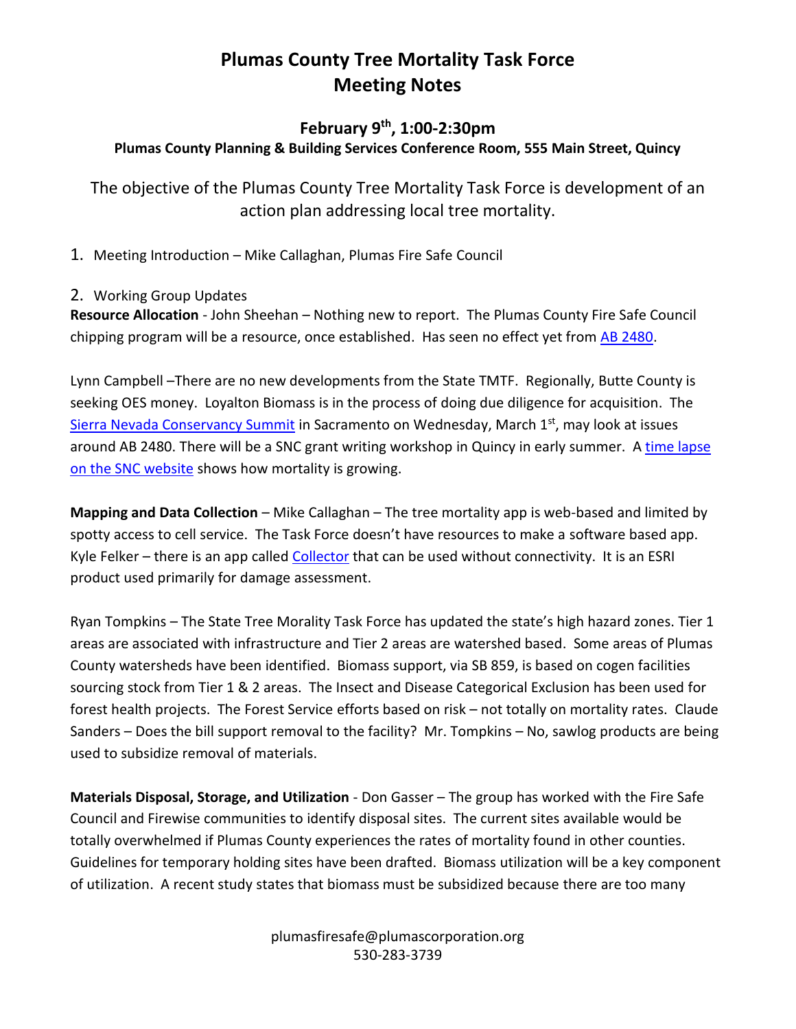# Plumas County Tree Mortality Task Force
# Meeting Notes

### February 9th, 1:00-2:30pm

**Plumas County Planning & Building Services Conference Room, 555 Main Street, Quincy**

The objective of the Plumas County Tree Mortality Task Force is development of an action plan addressing local tree mortality.

1. Meeting Introduction – Mike Callaghan, Plumas Fire Safe Council

2. Working Group Updates

**Resource Allocation** - John Sheehan – Nothing new to report. The Plumas County Fire Safe Council chipping program will be a resource, once established. Has seen no effect yet from AB 2480.

Lynn Campbell –There are no new developments from the State TMTF. Regionally, Butte County is seeking OES money. Loyalton Biomass is in the process of doing due diligence for acquisition. The Sierra Nevada Conservancy Summit in Sacramento on Wednesday, March 1st, may look at issues around AB 2480. There will be a SNC grant writing workshop in Quincy in early summer. A time lapse on the SNC website shows how mortality is growing.

**Mapping and Data Collection** – Mike Callaghan – The tree mortality app is web-based and limited by spotty access to cell service. The Task Force doesn't have resources to make a software based app. Kyle Felker – there is an app called Collector that can be used without connectivity. It is an ESRI product used primarily for damage assessment.

Ryan Tompkins – The State Tree Morality Task Force has updated the state's high hazard zones. Tier 1 areas are associated with infrastructure and Tier 2 areas are watershed based. Some areas of Plumas County watersheds have been identified. Biomass support, via SB 859, is based on cogen facilities sourcing stock from Tier 1 & 2 areas. The Insect and Disease Categorical Exclusion has been used for forest health projects. The Forest Service efforts based on risk – not totally on mortality rates. Claude Sanders – Does the bill support removal to the facility? Mr. Tompkins – No, sawlog products are being used to subsidize removal of materials.

**Materials Disposal, Storage, and Utilization** - Don Gasser – The group has worked with the Fire Safe Council and Firewise communities to identify disposal sites. The current sites available would be totally overwhelmed if Plumas County experiences the rates of mortality found in other counties. Guidelines for temporary holding sites have been drafted. Biomass utilization will be a key component of utilization. A recent study states that biomass must be subsidized because there are too many

plumasfiresafe@plumascorporation.org
530-283-3739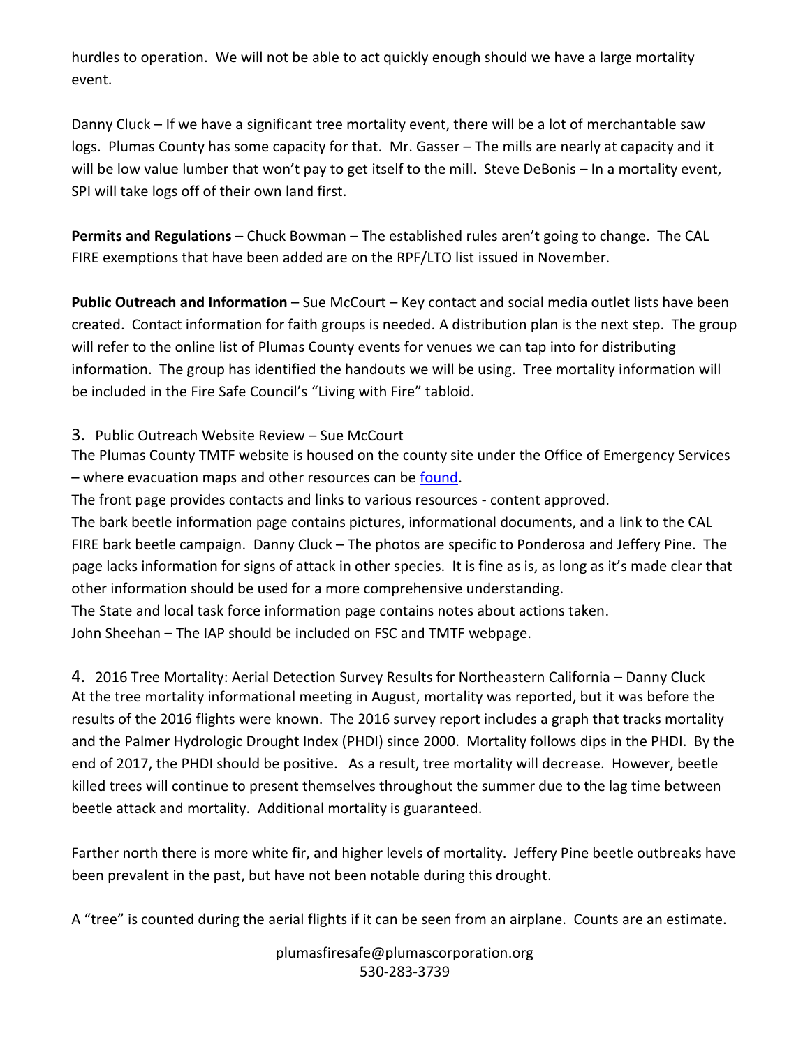hurdles to operation. We will not be able to act quickly enough should we have a large mortality event.

Danny Cluck – If we have a significant tree mortality event, there will be a lot of merchantable saw logs. Plumas County has some capacity for that. Mr. Gasser – The mills are nearly at capacity and it will be low value lumber that won't pay to get itself to the mill. Steve DeBonis – In a mortality event, SPI will take logs off of their own land first.

**Permits and Regulations** – Chuck Bowman – The established rules aren't going to change. The CAL FIRE exemptions that have been added are on the RPF/LTO list issued in November.

**Public Outreach and Information** – Sue McCourt – Key contact and social media outlet lists have been created. Contact information for faith groups is needed. A distribution plan is the next step. The group will refer to the online list of Plumas County events for venues we can tap into for distributing information. The group has identified the handouts we will be using. Tree mortality information will be included in the Fire Safe Council's "Living with Fire" tabloid.

3. Public Outreach Website Review – Sue McCourt

The Plumas County TMTF website is housed on the county site under the Office of Emergency Services – where evacuation maps and other resources can be found.

The front page provides contacts and links to various resources - content approved.

The bark beetle information page contains pictures, informational documents, and a link to the CAL FIRE bark beetle campaign. Danny Cluck – The photos are specific to Ponderosa and Jeffery Pine. The page lacks information for signs of attack in other species. It is fine as is, as long as it's made clear that other information should be used for a more comprehensive understanding.

The State and local task force information page contains notes about actions taken.

John Sheehan – The IAP should be included on FSC and TMTF webpage.

4. 2016 Tree Mortality: Aerial Detection Survey Results for Northeastern California – Danny Cluck

At the tree mortality informational meeting in August, mortality was reported, but it was before the results of the 2016 flights were known. The 2016 survey report includes a graph that tracks mortality and the Palmer Hydrologic Drought Index (PHDI) since 2000. Mortality follows dips in the PHDI. By the end of 2017, the PHDI should be positive. As a result, tree mortality will decrease. However, beetle killed trees will continue to present themselves throughout the summer due to the lag time between beetle attack and mortality. Additional mortality is guaranteed.

Farther north there is more white fir, and higher levels of mortality. Jeffery Pine beetle outbreaks have been prevalent in the past, but have not been notable during this drought.

A "tree" is counted during the aerial flights if it can be seen from an airplane. Counts are an estimate.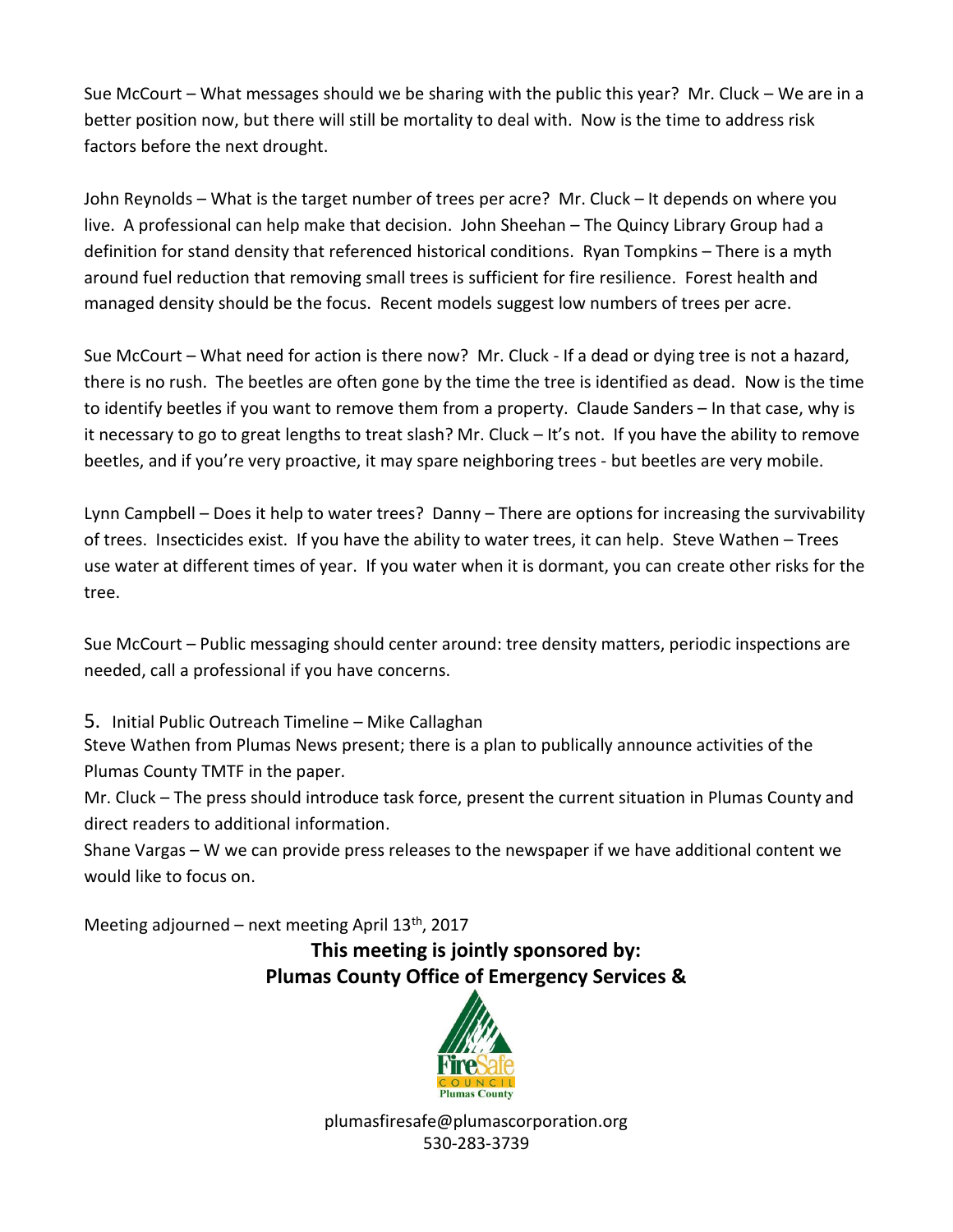Sue McCourt – What messages should we be sharing with the public this year? Mr. Cluck – We are in a better position now, but there will still be mortality to deal with. Now is the time to address risk factors before the next drought.

John Reynolds – What is the target number of trees per acre? Mr. Cluck – It depends on where you live. A professional can help make that decision. John Sheehan – The Quincy Library Group had a definition for stand density that referenced historical conditions. Ryan Tompkins – There is a myth around fuel reduction that removing small trees is sufficient for fire resilience. Forest health and managed density should be the focus. Recent models suggest low numbers of trees per acre.

Sue McCourt – What need for action is there now? Mr. Cluck - If a dead or dying tree is not a hazard, there is no rush. The beetles are often gone by the time the tree is identified as dead. Now is the time to identify beetles if you want to remove them from a property. Claude Sanders – In that case, why is it necessary to go to great lengths to treat slash? Mr. Cluck – It's not. If you have the ability to remove beetles, and if you're very proactive, it may spare neighboring trees - but beetles are very mobile.

Lynn Campbell – Does it help to water trees? Danny – There are options for increasing the survivability of trees. Insecticides exist. If you have the ability to water trees, it can help. Steve Wathen – Trees use water at different times of year. If you water when it is dormant, you can create other risks for the tree.

Sue McCourt – Public messaging should center around: tree density matters, periodic inspections are needed, call a professional if you have concerns.

5. Initial Public Outreach Timeline – Mike Callaghan

Steve Wathen from Plumas News present; there is a plan to publically announce activities of the Plumas County TMTF in the paper.

Mr. Cluck – The press should introduce task force, present the current situation in Plumas County and direct readers to additional information.

Shane Vargas – W we can provide press releases to the newspaper if we have additional content we would like to focus on.

Meeting adjourned – next meeting April 13th, 2017

**This meeting is jointly sponsored by:**
**Plumas County Office of Emergency Services &**

FireSafe COUNCIL Plumas County

plumasfiresafe@plumascorporation.org
530-283-3739